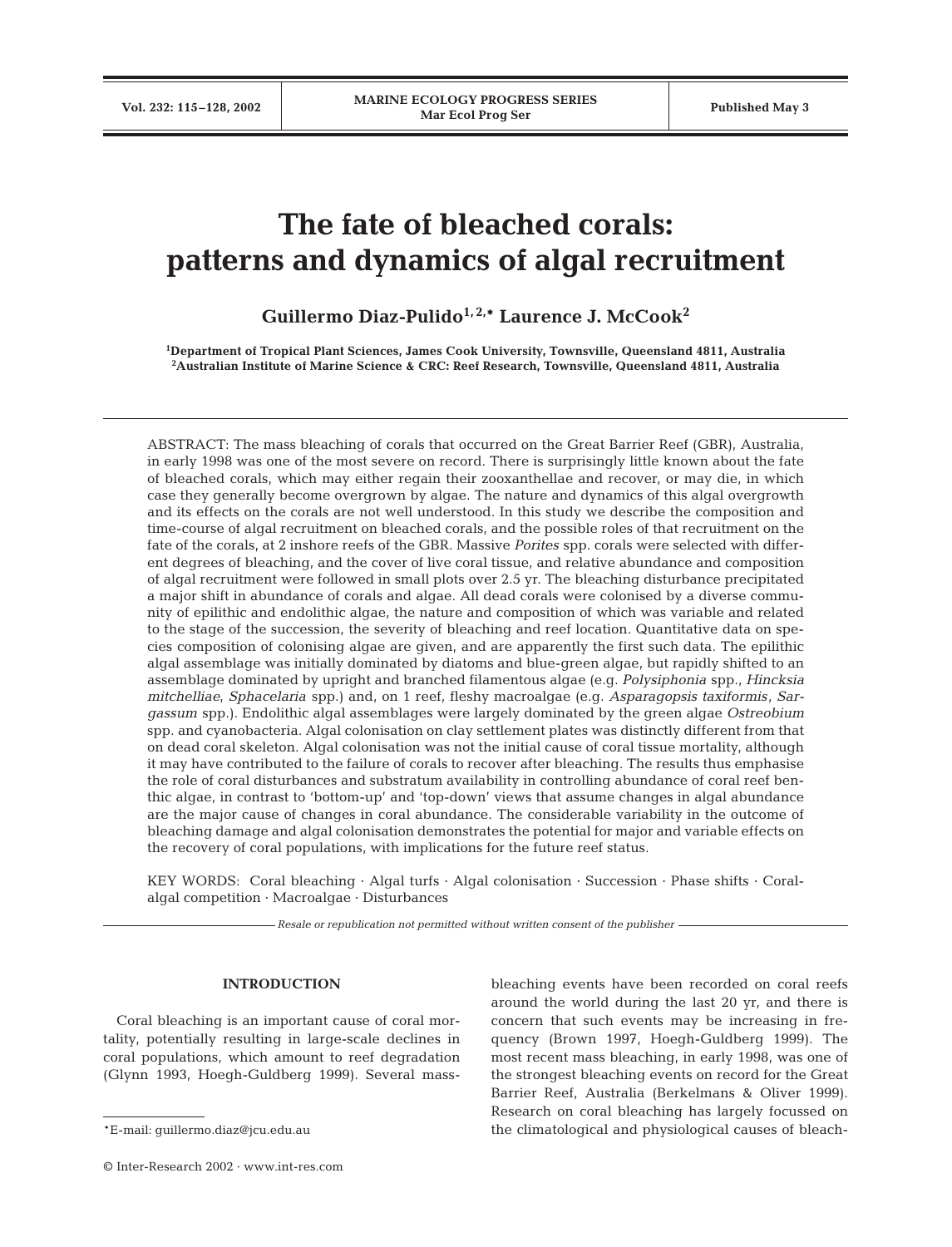# The fate of bleached corals: patterns and dynamics of algal recruitment

**Guillermo Diaz-Pulido[1,2,*] Laurence J. McCook[2]**

[1]Department of Tropical Plant Sciences, James Cook University, Townsville, Queensland 4811, Australia
[2]Australian Institute of Marine Science & CRC: Reef Research, Townsville, Queensland 4811, Australia

ABSTRACT: The mass bleaching of corals that occurred on the Great Barrier Reef (GBR), Australia, in early 1998 was one of the most severe on record. There is surprisingly little known about the fate of bleached corals, which may either regain their zooxanthellae and recover, or may die, in which case they generally become overgrown by algae. The nature and dynamics of this algal overgrowth and its effects on the corals are not well understood. In this study we describe the composition and time-course of algal recruitment on bleached corals, and the possible roles of that recruitment on the fate of the corals, at 2 inshore reefs of the GBR. Massive *Porites* spp. corals were selected with different degrees of bleaching, and the cover of live coral tissue, and relative abundance and composition of algal recruitment were followed in small plots over 2.5 yr. The bleaching disturbance precipitated a major shift in abundance of corals and algae. All dead corals were colonised by a diverse community of epilithic and endolithic algae, the nature and composition of which was variable and related to the stage of the succession, the severity of bleaching and reef location. Quantitative data on species composition of colonising algae are given, and are apparently the first such data. The epilithic algal assemblage was initially dominated by diatoms and blue-green algae, but rapidly shifted to an assemblage dominated by upright and branched filamentous algae (e.g. *Polysiphonia* spp., *Hincksia mitchelliae*, *Sphacelaria* spp.) and, on 1 reef, fleshy macroalgae (e.g. *Asparagopsis taxiformis*, *Sargassum* spp.). Endolithic algal assemblages were largely dominated by the green algae *Ostreobium* spp. and cyanobacteria. Algal colonisation on clay settlement plates was distinctly different from that on dead coral skeleton. Algal colonisation was not the initial cause of coral tissue mortality, although it may have contributed to the failure of corals to recover after bleaching. The results thus emphasise the role of coral disturbances and substratum availability in controlling abundance of coral reef benthic algae, in contrast to 'bottom-up' and 'top-down' views that assume changes in algal abundance are the major cause of changes in coral abundance. The considerable variability in the outcome of bleaching damage and algal colonisation demonstrates the potential for major and variable effects on the recovery of coral populations, with implications for the future reef status.

KEY WORDS: Coral bleaching · Algal turfs · Algal colonisation · Succession · Phase shifts · Coral-algal competition · Macroalgae · Disturbances

*Resale or republication not permitted without written consent of the publisher*

## INTRODUCTION

Coral bleaching is an important cause of coral mortality, potentially resulting in large-scale declines in coral populations, which amount to reef degradation (Glynn 1993, Hoegh-Guldberg 1999). Several mass-bleaching events have been recorded on coral reefs around the world during the last 20 yr, and there is concern that such events may be increasing in frequency (Brown 1997, Hoegh-Guldberg 1999). The most recent mass bleaching, in early 1998, was one of the strongest bleaching events on record for the Great Barrier Reef, Australia (Berkelmans & Oliver 1999). Research on coral bleaching has largely focussed on the climatological and physiological causes of bleach-

*E-mail: guillermo.diaz@jcu.edu.au

© Inter-Research 2002 · www.int-res.com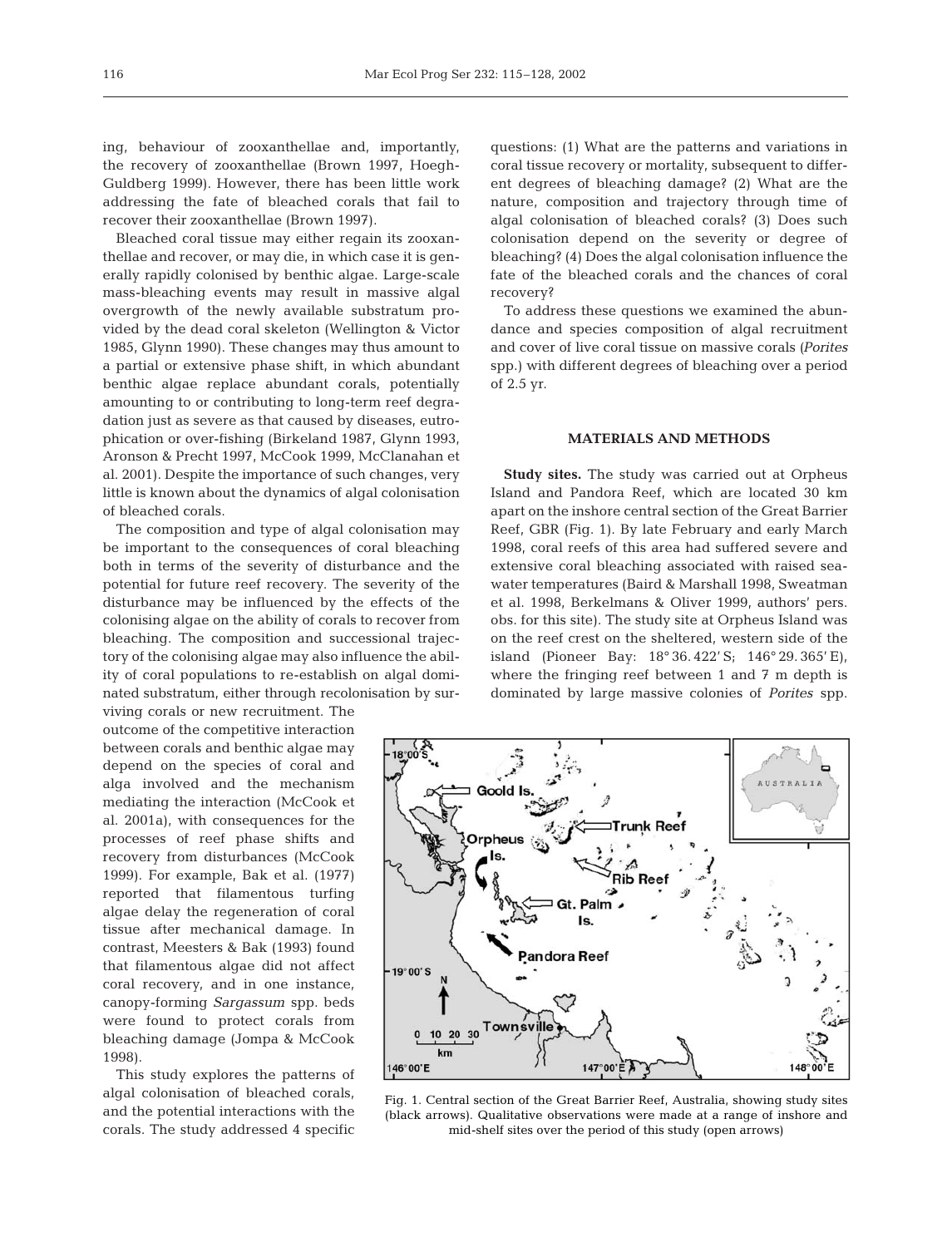ing, behaviour of zooxanthellae and, importantly, the recovery of zooxanthellae (Brown 1997, Hoegh-Guldberg 1999). However, there has been little work addressing the fate of bleached corals that fail to recover their zooxanthellae (Brown 1997).

Bleached coral tissue may either regain its zooxanthellae and recover, or may die, in which case it is generally rapidly colonised by benthic algae. Large-scale mass-bleaching events may result in massive algal overgrowth of the newly available substratum provided by the dead coral skeleton (Wellington & Victor 1985, Glynn 1990). These changes may thus amount to a partial or extensive phase shift, in which abundant benthic algae replace abundant corals, potentially amounting to or contributing to long-term reef degradation just as severe as that caused by diseases, eutrophication or over-fishing (Birkeland 1987, Glynn 1993, Aronson & Precht 1997, McCook 1999, McClanahan et al. 2001). Despite the importance of such changes, very little is known about the dynamics of algal colonisation of bleached corals.

The composition and type of algal colonisation may be important to the consequences of coral bleaching both in terms of the severity of disturbance and the potential for future reef recovery. The severity of the disturbance may be influenced by the effects of the colonising algae on the ability of corals to recover from bleaching. The composition and successional trajectory of the colonising algae may also influence the ability of coral populations to re-establish on algal dominated substratum, either through recolonisation by surviving corals or new recruitment. The outcome of the competitive interaction between corals and benthic algae may depend on the species of coral and alga involved and the mechanism mediating the interaction (McCook et al. 2001a), with consequences for the processes of reef phase shifts and recovery from disturbances (McCook 1999). For example, Bak et al. (1977) reported that filamentous turfing algae delay the regeneration of coral tissue after mechanical damage. In contrast, Meesters & Bak (1993) found that filamentous algae did not affect coral recovery, and in one instance, canopy-forming *Sargassum* spp. beds were found to protect corals from bleaching damage (Jompa & McCook 1998).

This study explores the patterns of algal colonisation of bleached corals, and the potential interactions with the corals. The study addressed 4 specific questions: (1) What are the patterns and variations in coral tissue recovery or mortality, subsequent to different degrees of bleaching damage? (2) What are the nature, composition and trajectory through time of algal colonisation of bleached corals? (3) Does such colonisation depend on the severity or degree of bleaching? (4) Does the algal colonisation influence the fate of the bleached corals and the chances of coral recovery?

To address these questions we examined the abundance and species composition of algal recruitment and cover of live coral tissue on massive corals (*Porites* spp.) with different degrees of bleaching over a period of 2.5 yr.

## MATERIALS AND METHODS

**Study sites.** The study was carried out at Orpheus Island and Pandora Reef, which are located 30 km apart on the inshore central section of the Great Barrier Reef, GBR (Fig. 1). By late February and early March 1998, coral reefs of this area had suffered severe and extensive coral bleaching associated with raised seawater temperatures (Baird & Marshall 1998, Sweatman et al. 1998, Berkelmans & Oliver 1999, authors' pers. obs. for this site). The study site at Orpheus Island was on the reef crest on the sheltered, western side of the island (Pioneer Bay: 18° 36.422' S; 146° 29.365' E), where the fringing reef between 1 and 7 m depth is dominated by large massive colonies of *Porites* spp.

Fig. 1. Central section of the Great Barrier Reef, Australia, showing study sites (black arrows). Qualitative observations were made at a range of inshore and mid-shelf sites over the period of this study (open arrows)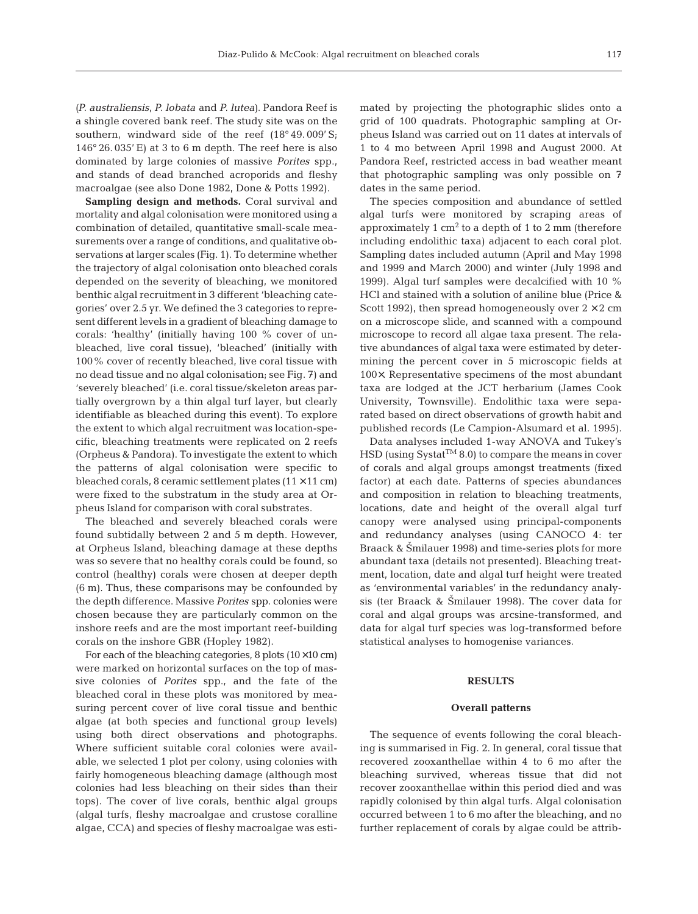(*P. australiensis*, *P. lobata* and *P. lutea*). Pandora Reef is a shingle covered bank reef. The study site was on the southern, windward side of the reef (18° 49. 009' S; 146° 26. 035' E) at 3 to 6 m depth. The reef here is also dominated by large colonies of massive *Porites* spp., and stands of dead branched acroporids and fleshy macroalgae (see also Done 1982, Done & Potts 1992).

**Sampling design and methods.** Coral survival and mortality and algal colonisation were monitored using a combination of detailed, quantitative small-scale measurements over a range of conditions, and qualitative observations at larger scales (Fig. 1). To determine whether the trajectory of algal colonisation onto bleached corals depended on the severity of bleaching, we monitored benthic algal recruitment in 3 different 'bleaching categories' over 2.5 yr. We defined the 3 categories to represent different levels in a gradient of bleaching damage to corals: 'healthy' (initially having 100 % cover of unbleached, live coral tissue), 'bleached' (initially with 100% cover of recently bleached, live coral tissue with no dead tissue and no algal colonisation; see Fig. 7) and 'severely bleached' (i.e. coral tissue/skeleton areas partially overgrown by a thin algal turf layer, but clearly identifiable as bleached during this event). To explore the extent to which algal recruitment was location-specific, bleaching treatments were replicated on 2 reefs (Orpheus & Pandora). To investigate the extent to which the patterns of algal colonisation were specific to bleached corals, 8 ceramic settlement plates (11 × 11 cm) were fixed to the substratum in the study area at Orpheus Island for comparison with coral substrates.

The bleached and severely bleached corals were found subtidally between 2 and 5 m depth. However, at Orpheus Island, bleaching damage at these depths was so severe that no healthy corals could be found, so control (healthy) corals were chosen at deeper depth (6 m). Thus, these comparisons may be confounded by the depth difference. Massive *Porites* spp. colonies were chosen because they are particularly common on the inshore reefs and are the most important reef-building corals on the inshore GBR (Hopley 1982).

For each of the bleaching categories, 8 plots (10 × 10 cm) were marked on horizontal surfaces on the top of massive colonies of *Porites* spp., and the fate of the bleached coral in these plots was monitored by measuring percent cover of live coral tissue and benthic algae (at both species and functional group levels) using both direct observations and photographs. Where sufficient suitable coral colonies were available, we selected 1 plot per colony, using colonies with fairly homogeneous bleaching damage (although most colonies had less bleaching on their sides than their tops). The cover of live corals, benthic algal groups (algal turfs, fleshy macroalgae and crustose coralline algae, CCA) and species of fleshy macroalgae was estimated by projecting the photographic slides onto a grid of 100 quadrats. Photographic sampling at Orpheus Island was carried out on 11 dates at intervals of 1 to 4 mo between April 1998 and August 2000. At Pandora Reef, restricted access in bad weather meant that photographic sampling was only possible on 7 dates in the same period.

The species composition and abundance of settled algal turfs were monitored by scraping areas of approximately 1 cm$^2$ to a depth of 1 to 2 mm (therefore including endolithic taxa) adjacent to each coral plot. Sampling dates included autumn (April and May 1998 and 1999 and March 2000) and winter (July 1998 and 1999). Algal turf samples were decalcified with 10 % HCl and stained with a solution of aniline blue (Price & Scott 1992), then spread homogeneously over 2 × 2 cm on a microscope slide, and scanned with a compound microscope to record all algae taxa present. The relative abundances of algal taxa were estimated by determining the percent cover in 5 microscopic fields at 100×. Representative specimens of the most abundant taxa are lodged at the JCT herbarium (James Cook University, Townsville). Endolithic taxa were separated based on direct observations of growth habit and published records (Le Campion-Alsumard et al. 1995).

Data analyses included 1-way ANOVA and Tukey's HSD (using Systat™ 8.0) to compare the means in cover of corals and algal groups amongst treatments (fixed factor) at each date. Patterns of species abundances and composition in relation to bleaching treatments, locations, date and height of the overall algal turf canopy were analysed using principal-components and redundancy analyses (using CANOCO 4: ter Braack & Šmilauer 1998) and time-series plots for more abundant taxa (details not presented). Bleaching treatment, location, date and algal turf height were treated as 'environmental variables' in the redundancy analysis (ter Braack & Šmilauer 1998). The cover data for coral and algal groups was arcsine-transformed, and data for algal turf species was log-transformed before statistical analyses to homogenise variances.

## RESULTS

### Overall patterns

The sequence of events following the coral bleaching is summarised in Fig. 2. In general, coral tissue that recovered zooxanthellae within 4 to 6 mo after the bleaching survived, whereas tissue that did not recover zooxanthellae within this period died and was rapidly colonised by thin algal turfs. Algal colonisation occurred between 1 to 6 mo after the bleaching, and no further replacement of corals by algae could be attrib-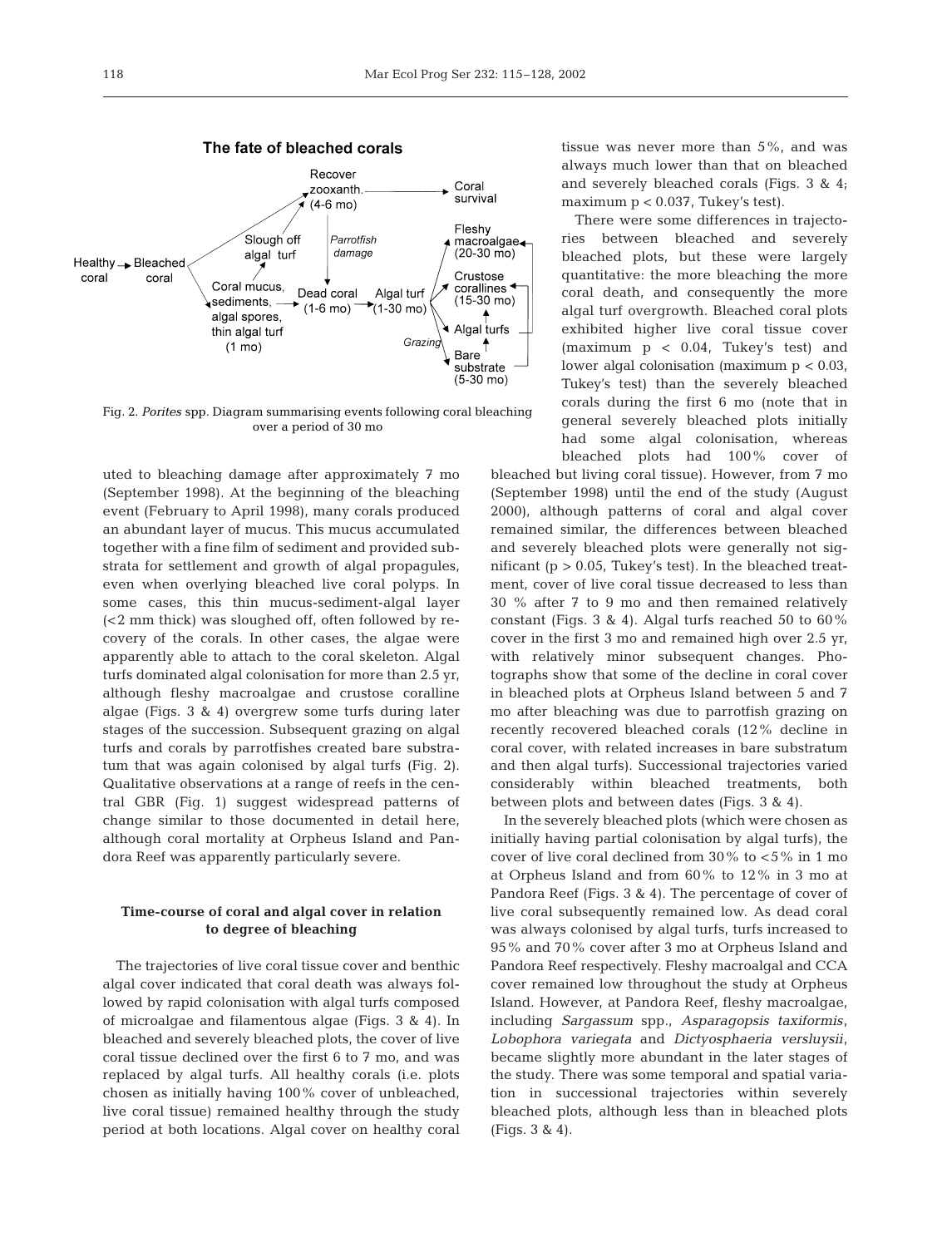Fig. 2. *Porites* spp. Diagram summarising events following coral bleaching over a period of 30 mo

uted to bleaching damage after approximately 7 mo (September 1998). At the beginning of the bleaching event (February to April 1998), many corals produced an abundant layer of mucus. This mucus accumulated together with a fine film of sediment and provided substrata for settlement and growth of algal propagules, even when overlying bleached live coral polyps. In some cases, this thin mucus-sediment-algal layer (<2 mm thick) was sloughed off, often followed by recovery of the corals. In other cases, the algae were apparently able to attach to the coral skeleton. Algal turfs dominated algal colonisation for more than 2.5 yr, although fleshy macroalgae and crustose coralline algae (Figs. 3 & 4) overgrew some turfs during later stages of the succession. Subsequent grazing on algal turfs and corals by parrotfishes created bare substratum that was again colonised by algal turfs (Fig. 2). Qualitative observations at a range of reefs in the central GBR (Fig. 1) suggest widespread patterns of change similar to those documented in detail here, although coral mortality at Orpheus Island and Pandora Reef was apparently particularly severe.

### Time-course of coral and algal cover in relation to degree of bleaching

The trajectories of live coral tissue cover and benthic algal cover indicated that coral death was always followed by rapid colonisation with algal turfs composed of microalgae and filamentous algae (Figs. 3 & 4). In bleached and severely bleached plots, the cover of live coral tissue declined over the first 6 to 7 mo, and was replaced by algal turfs. All healthy corals (i.e. plots chosen as initially having 100% cover of unbleached, live coral tissue) remained healthy through the study period at both locations. Algal cover on healthy coral tissue was never more than 5%, and was always much lower than that on bleached and severely bleached corals (Figs. 3 & 4; maximum $p < 0.037$, Tukey's test).

There were some differences in trajectories between bleached and severely bleached plots, but these were largely quantitative: the more bleaching the more coral death, and consequently the more algal turf overgrowth. Bleached coral plots exhibited higher live coral tissue cover (maximum $p < 0.04$, Tukey's test) and lower algal colonisation (maximum $p < 0.03$, Tukey's test) than the severely bleached corals during the first 6 mo (note that in general severely bleached plots initially had some algal colonisation, whereas bleached plots had 100% cover of bleached but living coral tissue). However, from 7 mo (September 1998) until the end of the study (August 2000), although patterns of coral and algal cover remained similar, the differences between bleached and severely bleached plots were generally not significant ($p > 0.05$, Tukey's test). In the bleached treatment, cover of live coral tissue decreased to less than 30 % after 7 to 9 mo and then remained relatively constant (Figs. 3 & 4). Algal turfs reached 50 to 60% cover in the first 3 mo and remained high over 2.5 yr, with relatively minor subsequent changes. Photographs show that some of the decline in coral cover in bleached plots at Orpheus Island between 5 and 7 mo after bleaching was due to parrotfish grazing on recently recovered bleached corals (12% decline in coral cover, with related increases in bare substratum and then algal turfs). Successional trajectories varied considerably within bleached treatments, both between plots and between dates (Figs. 3 & 4).

In the severely bleached plots (which were chosen as initially having partial colonisation by algal turfs), the cover of live coral declined from 30% to <5% in 1 mo at Orpheus Island and from 60% to 12% in 3 mo at Pandora Reef (Figs. 3 & 4). The percentage of cover of live coral subsequently remained low. As dead coral was always colonised by algal turfs, turfs increased to 95% and 70% cover after 3 mo at Orpheus Island and Pandora Reef respectively. Fleshy macroalgal and CCA cover remained low throughout the study at Orpheus Island. However, at Pandora Reef, fleshy macroalgae, including *Sargassum* spp., *Asparagopsis taxiformis*, *Lobophora variegata* and *Dictyosphaeria versluysii*, became slightly more abundant in the later stages of the study. There was some temporal and spatial variation in successional trajectories within severely bleached plots, although less than in bleached plots (Figs. 3 & 4).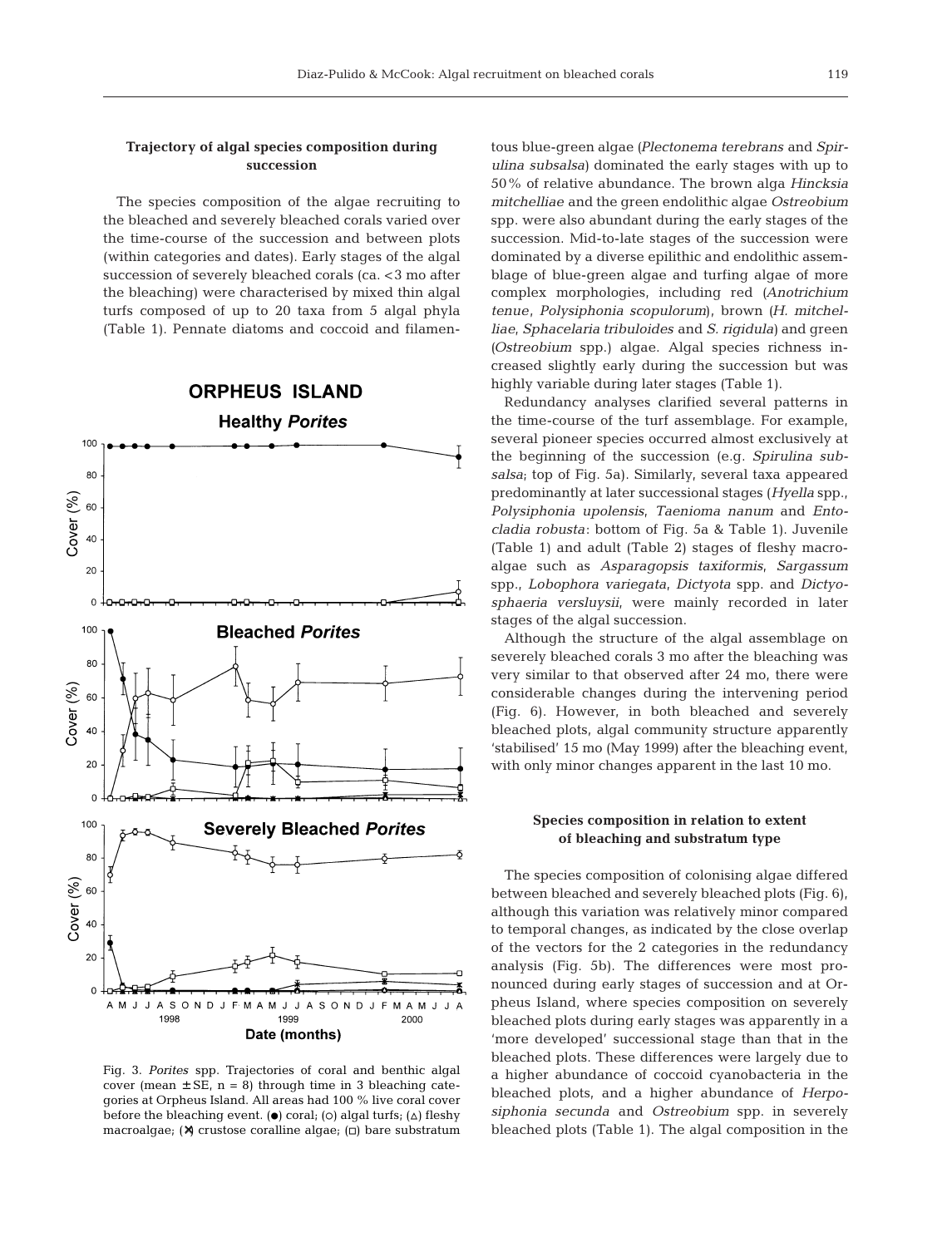### Trajectory of algal species composition during succession

The species composition of the algae recruiting to the bleached and severely bleached corals varied over the time-course of the succession and between plots (within categories and dates). Early stages of the algal succession of severely bleached corals (ca. <3 mo after the bleaching) were characterised by mixed thin algal turfs composed of up to 20 taxa from 5 algal phyla (Table 1). Pennate diatoms and coccoid and filamentous blue-green algae (*Plectonema terebrans* and *Spirulina subsalsa*) dominated the early stages with up to 50% of relative abundance. The brown alga *Hincksia mitchelliae* and the green endolithic algae *Ostreobium* spp. were also abundant during the early stages of the succession. Mid-to-late stages of the succession were dominated by a diverse epilithic and endolithic assemblage of blue-green algae and turfing algae of more complex morphologies, including red (*Anotrichium tenue*, *Polysiphonia scopulorum*), brown (*H. mitchelliae*, *Sphacelaria tribuloides* and *S. rigidula*) and green (*Ostreobium* spp.) algae. Algal species richness increased slightly early during the succession but was highly variable during later stages (Table 1).

Redundancy analyses clarified several patterns in the time-course of the turf assemblage. For example, several pioneer species occurred almost exclusively at the beginning of the succession (e.g. *Spirulina subsalsa*; top of Fig. 5a). Similarly, several taxa appeared predominantly at later successional stages (*Hyella* spp., *Polysiphonia upolensis*, *Taenioma nanum* and *Entocladia robusta*: bottom of Fig. 5a & Table 1). Juvenile (Table 1) and adult (Table 2) stages of fleshy macroalgae such as *Asparagopsis taxiformis*, *Sargassum* spp., *Lobophora variegata*, *Dictyota* spp. and *Dictyosphaeria versluysii*, were mainly recorded in later stages of the algal succession.

Although the structure of the algal assemblage on severely bleached corals 3 mo after the bleaching was very similar to that observed after 24 mo, there were considerable changes during the intervening period (Fig. 6). However, in both bleached and severely bleached plots, algal community structure apparently 'stabilised' 15 mo (May 1999) after the bleaching event, with only minor changes apparent in the last 10 mo.

Fig. 3. *Porites* spp. Trajectories of coral and benthic algal cover (mean ± SE, n = 8) through time in 3 bleaching categories at Orpheus Island. All areas had 100 % live coral cover before the bleaching event. (●) coral; (○) algal turfs; (△) fleshy macroalgae; (✕) crustose coralline algae; (□) bare substratum

### Species composition in relation to extent of bleaching and substratum type

The species composition of colonising algae differed between bleached and severely bleached plots (Fig. 6), although this variation was relatively minor compared to temporal changes, as indicated by the close overlap of the vectors for the 2 categories in the redundancy analysis (Fig. 5b). The differences were most pronounced during early stages of succession and at Orpheus Island, where species composition on severely bleached plots during early stages was apparently in a 'more developed' successional stage than that in the bleached plots. These differences were largely due to a higher abundance of coccoid cyanobacteria in the bleached plots, and a higher abundance of *Herposiphonia secunda* and *Ostreobium* spp. in severely bleached plots (Table 1). The algal composition in the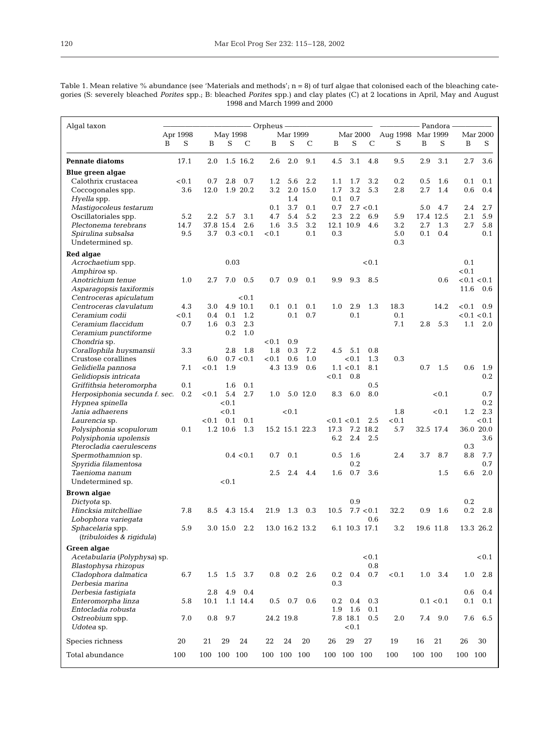Table 1. Mean relative % abundance (see 'Materials and methods'; n = 8) of turf algae that colonised each of the bleaching categories (S: severely bleached *Porites* spp.; B: bleached *Porites* spp.) and clay plates (C) at 2 locations in April, May and August 1998 and March 1999 and 2000

| Algal taxon | Orpheus | | | | | | | | | | | | Pandora | | | | |
|---|---|---|---|---|---|---|---|---|---|---|---|---|---|---|---|---|---|
| | Apr 1998 | | May 1998 | | | Mar 1999 | | | Mar 2000 | | | Aug 1998 | Mar 1999 | | Mar 2000 | | |
| | B | S | B | S | C | B | S | C | B | S | C | S | B | S | B | S | |
| **Pennate diatoms** | | 17.1 | 2.0 | 1.5 | 16.2 | 2.6 | 2.0 | 9.1 | 4.5 | 3.1 | 4.8 | 9.5 | 2.9 | 3.1 | 2.7 | 3.6 | |
| **Blue green algae** | | | | | | | | | | | | | | | | | |
| Calothrix crustacea | | <0.1 | 0.7 | 2.8 | 0.7 | 1.2 | 5.6 | 2.2 | 1.1 | 1.7 | 3.2 | 0.2 | 0.5 | 1.6 | 0.1 | 0.1 | |
| Coccogonales spp. | | 3.6 | 12.0 | 1.9 | 20.2 | 3.2 | 2.0 | 15.0 | 1.7 | 3.2 | 5.3 | 2.8 | 2.7 | 1.4 | 0.6 | 0.4 | |
| *Hyella* spp. | | | | | | | 1.4 | | 0.1 | 0.7 | | | | | | | |
| *Mastigocoleus testarum* | | | | | | 0.1 | 3.7 | 0.1 | 0.7 | 2.7 | <0.1 | | 5.0 | 4.7 | 2.4 | 2.7 | |
| Oscillatoriales spp. | | 5.2 | 2.2 | 5.7 | 3.1 | 4.7 | 5.4 | 5.2 | 2.3 | 2.2 | 6.9 | 5.9 | 17.4 | 12.5 | 2.1 | 5.9 | |
| *Plectonema terebrans* | | 14.7 | 37.8 | 15.4 | 2.6 | 1.6 | 3.5 | 3.2 | 12.1 | 10.9 | 4.6 | 3.2 | 2.7 | 1.3 | 2.7 | 5.8 | |
| *Spirulina subsalsa* | | 9.5 | 3.7 | 0.3 | <0.1 | <0.1 | | 0.1 | 0.3 | | | 5.0 | 0.1 | 0.4 | | 0.1 | |
| Undetermined sp. | | | | | | | | | | | | 0.3 | | | | | |
| **Red algae** | | | | | | | | | | | | | | | | | |
| *Acrochaetium* spp. | | | | 0.03 | | | | | | | <0.1 | | | | 0.1 | | |
| *Amphiroa* sp. | | | | | | | | | | | | | | | <0.1 | | |
| *Anotrichium tenue* | | 1.0 | 2.7 | 7.0 | 0.5 | 0.7 | 0.9 | 0.1 | 9.9 | 9.3 | 8.5 | | | 0.6 | <0.1 | <0.1 | |
| *Asparagopsis taxiformis* | | | | | | | | | | | | | | | 11.6 | 0.6 | |
| *Centroceras apiculatum* | | | | | <0.1 | | | | | | | | | | | | |
| *Centroceras clavulatum* | | 4.3 | 3.0 | 4.9 | 10.1 | 0.1 | 0.1 | 0.1 | 1.0 | 2.9 | 1.3 | 18.3 | | 14.2 | <0.1 | 0.9 | |
| *Ceramium codii* | | <0.1 | 0.4 | 0.1 | 1.2 | | 0.1 | 0.7 | | 0.1 | | 0.1 | | | <0.1 | <0.1 | |
| *Ceramium flaccidum* | | 0.7 | 1.6 | 0.3 | 2.3 | | | | | | | 7.1 | 2.8 | 5.3 | 1.1 | 2.0 | |
| *Ceramium punctiforme* | | | | 0.2 | 1.0 | | | | | | | | | | | | |
| *Chondria* sp. | | | | | | <0.1 | 0.9 | | | | | | | | | | |
| *Corallophila huysmansii* | | 3.3 | | 2.8 | 1.8 | 1.8 | 0.3 | 7.2 | 4.5 | 5.1 | 0.8 | | | | | | |
| Crustose corallines | | | 6.0 | 0.7 | <0.1 | <0.1 | 0.6 | 1.0 | | <0.1 | 1.3 | 0.3 | | | | | |
| *Gelidiella pannosa* | | 7.1 | <0.1 | 1.9 | | 4.3 | 13.9 | 0.6 | 1.1 | <0.1 | 8.1 | | 0.7 | 1.5 | 0.6 | 1.9 | |
| *Gelidiopsis intricata* | | | | | | | | | <0.1 | 0.8 | | | | | | 0.2 | |
| *Griffithsia heteromorpha* | | 0.1 | | 1.6 | 0.1 | | | | | | 0.5 | | | | | | |
| *Herposiphonia secunda f. sec.* | | 0.2 | <0.1 | 5.4 | 2.7 | 1.0 | 5.0 | 12.0 | 8.3 | 6.0 | 8.0 | | | <0.1 | | 0.7 | |
| *Hypnea spinella* | | | | <0.1 | | | | | | | | | | | | 0.2 | |
| *Jania adhaerens* | | | | <0.1 | | | <0.1 | | | | | 1.8 | | <0.1 | 1.2 | 2.3 | |
| *Laurencia* sp. | | | <0.1 | 0.1 | 0.1 | | | | <0.1 | <0.1 | 2.5 | <0.1 | | | | <0.1 | |
| *Polysiphonia scopulorum* | | 0.1 | 1.2 | 10.6 | 1.3 | 15.2 | 15.1 | 22.3 | 17.3 | 7.2 | 18.2 | 5.7 | 32.5 | 17.4 | 36.0 | 20.0 | |
| *Polysiphonia upolensis* | | | | | | | | | 6.2 | 2.4 | 2.5 | | | | | 3.6 | |
| *Pterocladia caerulescens* | | | | | | | | | | | | | | | 0.3 | | |
| *Spermothamnion* sp. | | | | 0.4 | <0.1 | 0.7 | 0.1 | | 0.5 | 1.6 | | 2.4 | 3.7 | 8.7 | 8.8 | 7.7 | |
| *Spyridia filamentosa* | | | | | | | | | | 0.2 | | | | | | 0.7 | |
| *Taenioma nanum* | | | | | | 2.5 | 2.4 | 4.4 | 1.6 | 0.7 | 3.6 | | | 1.5 | 6.6 | 2.0 | |
| Undetermined sp. | | | | <0.1 | | | | | | | | | | | | | |
| **Brown algae** | | | | | | | | | | | | | | | | | |
| *Dictyota* sp. | | | | | | | | | | 0.9 | | | | | 0.2 | | |
| *Hincksia mitchelliae* | | 7.8 | 8.5 | 4.3 | 15.4 | 21.9 | 1.3 | 0.3 | 10.5 | 7.7 | <0.1 | 32.2 | 0.9 | 1.6 | 0.2 | 2.8 | |
| *Lobophora variegata* | | | | | | | | | | | 0.6 | | | | | | |
| *Sphacelaria* spp. (*tribuloides & rigidula*) | | 5.9 | 3.0 | 15.0 | 2.2 | 13.0 | 16.2 | 13.2 | 6.1 | 10.3 | 17.1 | 3.2 | 19.6 | 11.8 | 13.3 | 26.2 | |
| **Green algae** | | | | | | | | | | | | | | | | | |
| *Acetabularia* (*Polyphysa*) sp. | | | | | | | | | | | <0.1 | | | | | <0.1 | |
| *Blastophysa rhizopus* | | | | | | | | | | | 0.8 | | | | | | |
| *Cladophora dalmatica* | | 6.7 | 1.5 | 1.5 | 3.7 | 0.8 | 0.2 | 2.6 | 0.2 | 0.4 | 0.7 | <0.1 | 1.0 | 3.4 | 1.0 | 2.8 | |
| *Derbesia marina* | | | | | | | | | 0.3 | | | | | | | | |
| *Derbesia fastigiata* | | | 2.8 | 4.9 | 0.4 | | | | | | | | | | 0.6 | 0.4 | |
| *Enteromorpha linza* | | 5.8 | 10.1 | 1.1 | 14.4 | 0.5 | 0.7 | 0.6 | 0.2 | 0.4 | 0.3 | | 0.1 | <0.1 | 0.1 | 0.1 | |
| *Entocladia robusta* | | | | | | | | | 1.9 | 1.6 | 0.1 | | | | | | |
| *Ostreobium* spp. | | 7.0 | 0.8 | 9.7 | | 24.2 | 19.8 | | 7.8 | 18.1 | 0.5 | 2.0 | 7.4 | 9.0 | 7.6 | 6.5 | |
| *Udotea* sp. | | | | | | | | | | <0.1 | | | | | | | |
| Species richness | | 20 | 21 | 29 | 24 | 22 | 24 | 20 | 26 | 29 | 27 | 19 | 16 | 21 | 26 | 30 | |
| Total abundance | | 100 | 100 | 100 | 100 | 100 | 100 | 100 | 100 | 100 | 100 | 100 | 100 | 100 | 100 | 100 | |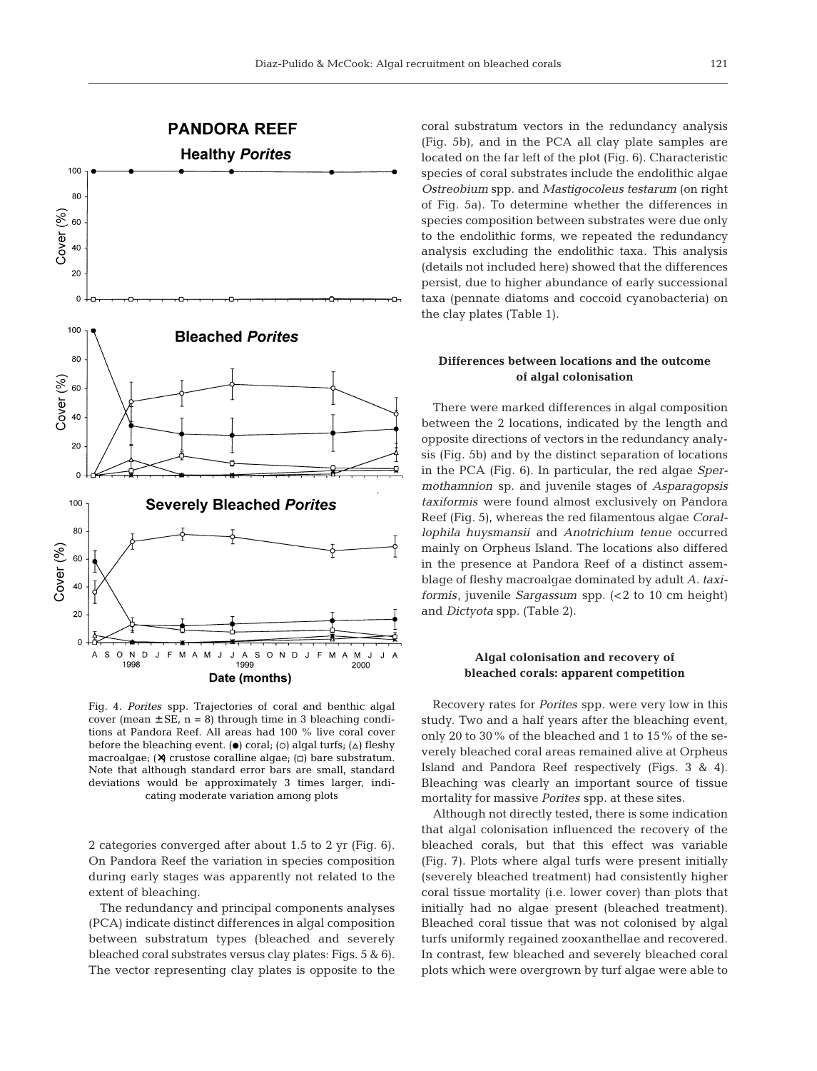Fig. 4. *Porites* spp. Trajectories of coral and benthic algal cover (mean ± SE, n = 8) through time in 3 bleaching conditions at Pandora Reef. All areas had 100 % live coral cover before the bleaching event. (●) coral; (○) algal turfs; (△) fleshy macroalgae; (✕) crustose coralline algae; (□) bare substratum. Note that although standard error bars are small, standard deviations would be approximately 3 times larger, indicating moderate variation among plots

2 categories converged after about 1.5 to 2 yr (Fig. 6). On Pandora Reef the variation in species composition during early stages was apparently not related to the extent of bleaching.

The redundancy and principal components analyses (PCA) indicate distinct differences in algal composition between substratum types (bleached and severely bleached coral substrates versus clay plates: Figs. 5 & 6). The vector representing clay plates is opposite to the coral substratum vectors in the redundancy analysis (Fig. 5b), and in the PCA all clay plate samples are located on the far left of the plot (Fig. 6). Characteristic species of coral substrates include the endolithic algae *Ostreobium* spp. and *Mastigocoleus testarum* (on right of Fig. 5a). To determine whether the differences in species composition between substrates were due only to the endolithic forms, we repeated the redundancy analysis excluding the endolithic taxa. This analysis (details not included here) showed that the differences persist, due to higher abundance of early successional taxa (pennate diatoms and coccoid cyanobacteria) on the clay plates (Table 1).

### Differences between locations and the outcome of algal colonisation

There were marked differences in algal composition between the 2 locations, indicated by the length and opposite directions of vectors in the redundancy analysis (Fig. 5b) and by the distinct separation of locations in the PCA (Fig. 6). In particular, the red algae *Spermothamnion* sp. and juvenile stages of *Asparagopsis taxiformis* were found almost exclusively on Pandora Reef (Fig. 5), whereas the red filamentous algae *Corallophila huysmansii* and *Anotrichium tenue* occurred mainly on Orpheus Island. The locations also differed in the presence at Pandora Reef of a distinct assemblage of fleshy macroalgae dominated by adult *A. taxiformis*, juvenile *Sargassum* spp. (<2 to 10 cm height) and *Dictyota* spp. (Table 2).

### Algal colonisation and recovery of bleached corals: apparent competition

Recovery rates for *Porites* spp. were very low in this study. Two and a half years after the bleaching event, only 20 to 30% of the bleached and 1 to 15% of the severely bleached coral areas remained alive at Orpheus Island and Pandora Reef respectively (Figs. 3 & 4). Bleaching was clearly an important source of tissue mortality for massive *Porites* spp. at these sites.

Although not directly tested, there is some indication that algal colonisation influenced the recovery of the bleached corals, but that this effect was variable (Fig. 7). Plots where algal turfs were present initially (severely bleached treatment) had consistently higher coral tissue mortality (i.e. lower cover) than plots that initially had no algae present (bleached treatment). Bleached coral tissue that was not colonised by algal turfs uniformly regained zooxanthellae and recovered. In contrast, few bleached and severely bleached coral plots which were overgrown by turf algae were able to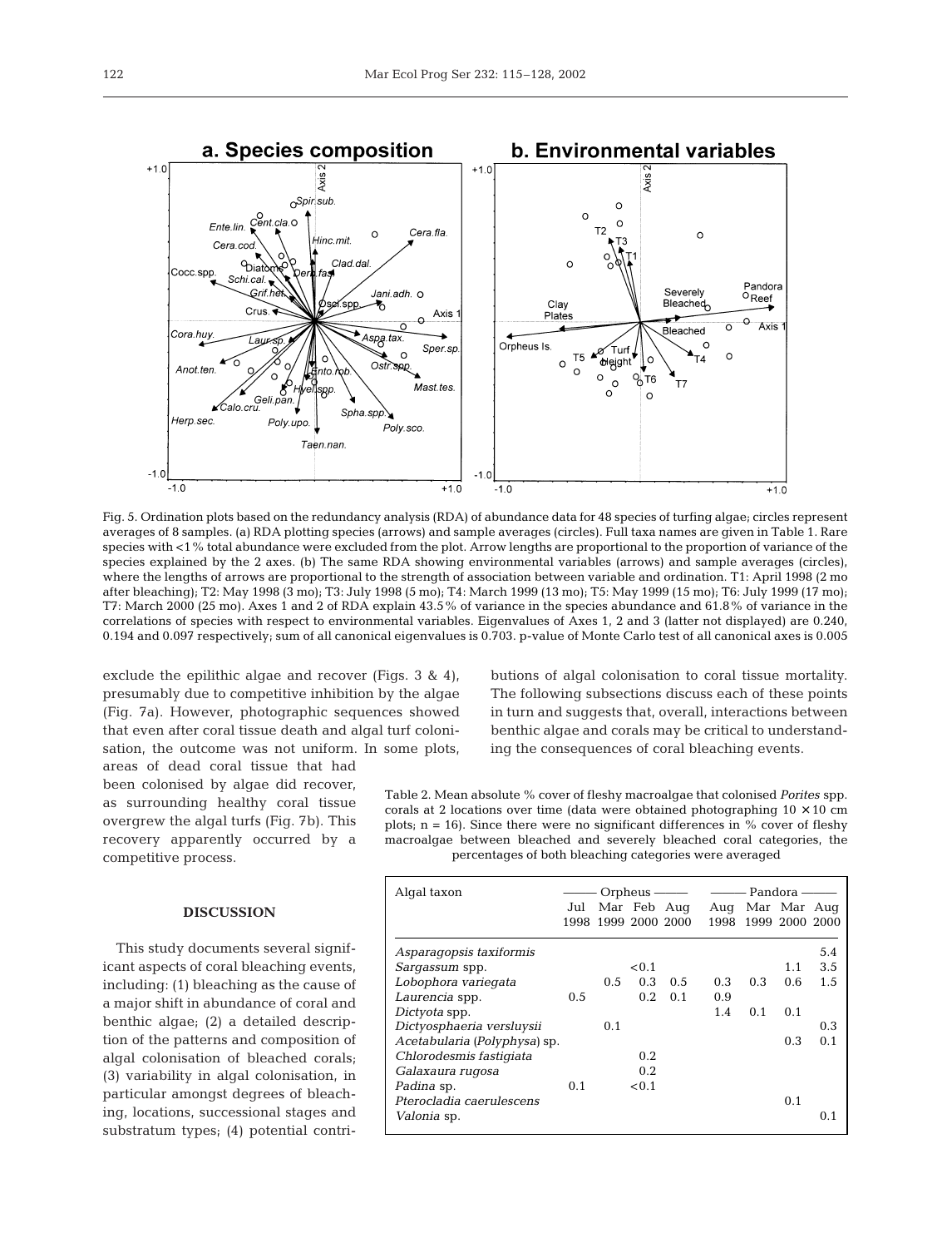Fig. 5. Ordination plots based on the redundancy analysis (RDA) of abundance data for 48 species of turfing algae; circles represent averages of 8 samples. (a) RDA plotting species (arrows) and sample averages (circles). Full taxa names are given in Table 1. Rare species with <1% total abundance were excluded from the plot. Arrow lengths are proportional to the proportion of variance of the species explained by the 2 axes. (b) The same RDA showing environmental variables (arrows) and sample averages (circles), where the lengths of arrows are proportional to the strength of association between variable and ordination. T1: April 1998 (2 mo after bleaching); T2: May 1998 (3 mo); T3: July 1998 (5 mo); T4: March 1999 (13 mo); T5: May 1999 (15 mo); T6: July 1999 (17 mo); T7: March 2000 (25 mo). Axes 1 and 2 of RDA explain 43.5% of variance in the species abundance and 61.8% of variance in the correlations of species with respect to environmental variables. Eigenvalues of Axes 1, 2 and 3 (latter not displayed) are 0.240, 0.194 and 0.097 respectively; sum of all canonical eigenvalues is 0.703. p-value of Monte Carlo test of all canonical axes is 0.005

exclude the epilithic algae and recover (Figs. 3 & 4), presumably due to competitive inhibition by the algae (Fig. 7a). However, photographic sequences showed that even after coral tissue death and algal turf colonisation, the outcome was not uniform. In some plots, areas of dead coral tissue that had been colonised by algae did recover, as surrounding healthy coral tissue overgrew the algal turfs (Fig. 7b). This recovery apparently occurred by a competitive process.

## DISCUSSION

This study documents several significant aspects of coral bleaching events, including: (1) bleaching as the cause of a major shift in abundance of coral and benthic algae; (2) a detailed description of the patterns and composition of algal colonisation of bleached corals; (3) variability in algal colonisation, in particular amongst degrees of bleaching, locations, successional stages and substratum types; (4) potential contributions of algal colonisation to coral tissue mortality. The following subsections discuss each of these points in turn and suggests that, overall, interactions between benthic algae and corals may be critical to understanding the consequences of coral bleaching events.

Table 2. Mean absolute % cover of fleshy macroalgae that colonised *Porites* spp. corals at 2 locations over time (data were obtained photographing 10 × 10 cm plots; n = 16). Since there were no significant differences in % cover of fleshy macroalgae between bleached and severely bleached coral categories, the percentages of both bleaching categories were averaged

| Algal taxon | Orpheus | | | | Pandora | | | |
|---|---|---|---|---|---|---|---|---|
| | Jul 1998 | Mar 1999 | Feb 2000 | Aug 2000 | Aug 1998 | Mar 1999 | Mar 2000 | Aug 2000 |
| *Asparagopsis taxiformis* | | | | | | | | 5.4 |
| *Sargassum* spp. | | | <0.1 | | | | 1.1 | 3.5 |
| *Lobophora variegata* | | 0.5 | 0.3 | 0.5 | 0.3 | 0.3 | 0.6 | 1.5 |
| *Laurencia* spp. | 0.5 | | 0.2 | 0.1 | 0.9 | | | |
| *Dictyota* spp. | | | | | 1.4 | 0.1 | 0.1 | |
| *Dictyosphaeria versluysii* | | 0.1 | | | | | | 0.3 |
| *Acetabularia* (*Polyphysa*) sp. | | | | | | | 0.3 | 0.1 |
| *Chlorodesmis fastigiata* | | | 0.2 | | | | | |
| *Galaxaura rugosa* | | | 0.2 | | | | | |
| *Padina* sp. | 0.1 | | <0.1 | | | | | |
| *Pterocladia caerulescens* | | | | | | | 0.1 | |
| *Valonia* sp. | | | | | | | | 0.1 |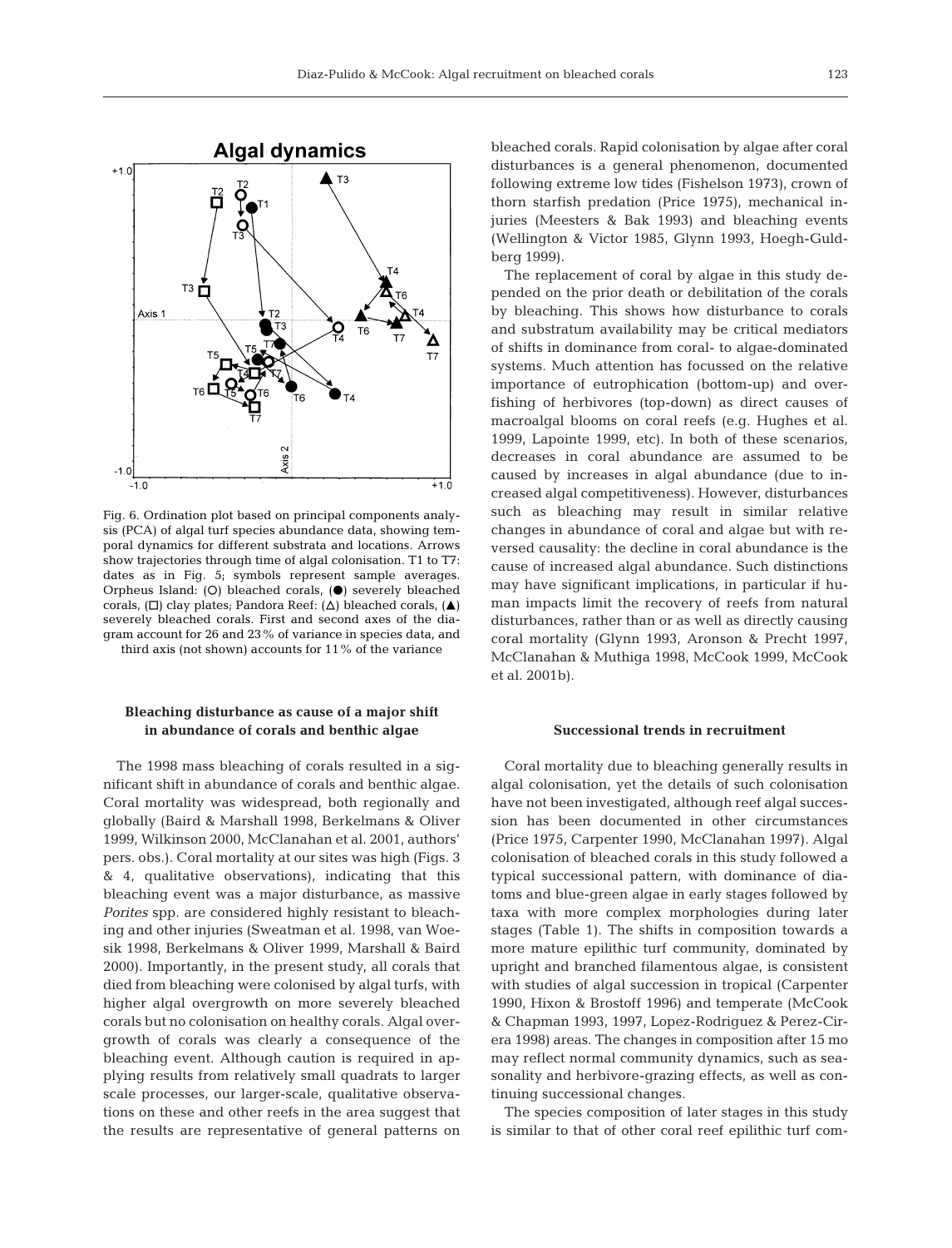Fig. 6. Ordination plot based on principal components analysis (PCA) of algal turf species abundance data, showing temporal dynamics for different substrata and locations. Arrows show trajectories through time of algal colonisation. T1 to T7: dates as in Fig. 5; symbols represent sample averages. Orpheus Island: (○) bleached corals, (●) severely bleached corals, (□) clay plates; Pandora Reef: (△) bleached corals, (▲) severely bleached corals. First and second axes of the diagram account for 26 and 23% of variance in species data, and third axis (not shown) accounts for 11% of the variance

### Bleaching disturbance as cause of a major shift in abundance of corals and benthic algae

The 1998 mass bleaching of corals resulted in a significant shift in abundance of corals and benthic algae. Coral mortality was widespread, both regionally and globally (Baird & Marshall 1998, Berkelmans & Oliver 1999, Wilkinson 2000, McClanahan et al. 2001, authors' pers. obs.). Coral mortality at our sites was high (Figs. 3 & 4, qualitative observations), indicating that this bleaching event was a major disturbance, as massive *Porites* spp. are considered highly resistant to bleaching and other injuries (Sweatman et al. 1998, van Woesik 1998, Berkelmans & Oliver 1999, Marshall & Baird 2000). Importantly, in the present study, all corals that died from bleaching were colonised by algal turfs, with higher algal overgrowth on more severely bleached corals but no colonisation on healthy corals. Algal overgrowth of corals was clearly a consequence of the bleaching event. Although caution is required in applying results from relatively small quadrats to larger scale processes, our larger-scale, qualitative observations on these and other reefs in the area suggest that the results are representative of general patterns on bleached corals. Rapid colonisation by algae after coral disturbances is a general phenomenon, documented following extreme low tides (Fishelson 1973), crown of thorn starfish predation (Price 1975), mechanical injuries (Meesters & Bak 1993) and bleaching events (Wellington & Victor 1985, Glynn 1993, Hoegh-Guldberg 1999).

The replacement of coral by algae in this study depended on the prior death or debilitation of the corals by bleaching. This shows how disturbance to corals and substratum availability may be critical mediators of shifts in dominance from coral- to algae-dominated systems. Much attention has focussed on the relative importance of eutrophication (bottom-up) and overfishing of herbivores (top-down) as direct causes of macroalgal blooms on coral reefs (e.g. Hughes et al. 1999, Lapointe 1999, etc). In both of these scenarios, decreases in coral abundance are assumed to be caused by increases in algal abundance (due to increased algal competitiveness). However, disturbances such as bleaching may result in similar relative changes in abundance of coral and algae but with reversed causality: the decline in coral abundance is the cause of increased algal abundance. Such distinctions may have significant implications, in particular if human impacts limit the recovery of reefs from natural disturbances, rather than or as well as directly causing coral mortality (Glynn 1993, Aronson & Precht 1997, McClanahan & Muthiga 1998, McCook 1999, McCook et al. 2001b).

### Successional trends in recruitment

Coral mortality due to bleaching generally results in algal colonisation, yet the details of such colonisation have not been investigated, although reef algal succession has been documented in other circumstances (Price 1975, Carpenter 1990, McClanahan 1997). Algal colonisation of bleached corals in this study followed a typical successional pattern, with dominance of diatoms and blue-green algae in early stages followed by taxa with more complex morphologies during later stages (Table 1). The shifts in composition towards a more mature epilithic turf community, dominated by upright and branched filamentous algae, is consistent with studies of algal succession in tropical (Carpenter 1990, Hixon & Brostoff 1996) and temperate (McCook & Chapman 1993, 1997, Lopez-Rodriguez & Perez-Cirera 1998) areas. The changes in composition after 15 mo may reflect normal community dynamics, such as seasonality and herbivore-grazing effects, as well as continuing successional changes.

The species composition of later stages in this study is similar to that of other coral reef epilithic turf com-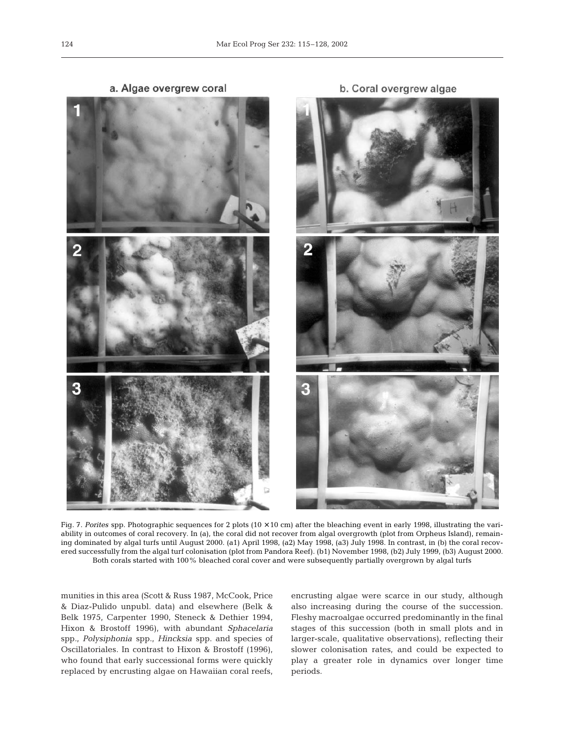a. Algae overgrew coral

b. Coral overgrew algae

Fig. 7. *Porites* spp. Photographic sequences for 2 plots (10 × 10 cm) after the bleaching event in early 1998, illustrating the variability in outcomes of coral recovery. In (a), the coral did not recover from algal overgrowth (plot from Orpheus Island), remaining dominated by algal turfs until August 2000. (a1) April 1998, (a2) May 1998, (a3) July 1998. In contrast, in (b) the coral recovered successfully from the algal turf colonisation (plot from Pandora Reef). (b1) November 1998, (b2) July 1999, (b3) August 2000. Both corals started with 100% bleached coral cover and were subsequently partially overgrown by algal turfs

munities in this area (Scott & Russ 1987, McCook, Price & Diaz-Pulido unpubl. data) and elsewhere (Belk & Belk 1975, Carpenter 1990, Steneck & Dethier 1994, Hixon & Brostoff 1996), with abundant *Sphacelaria* spp., *Polysiphonia* spp., *Hincksia* spp. and species of Oscillatoriales. In contrast to Hixon & Brostoff (1996), who found that early successional forms were quickly replaced by encrusting algae on Hawaiian coral reefs, encrusting algae were scarce in our study, although also increasing during the course of the succession. Fleshy macroalgae occurred predominantly in the final stages of this succession (both in small plots and in larger-scale, qualitative observations), reflecting their slower colonisation rates, and could be expected to play a greater role in dynamics over longer time periods.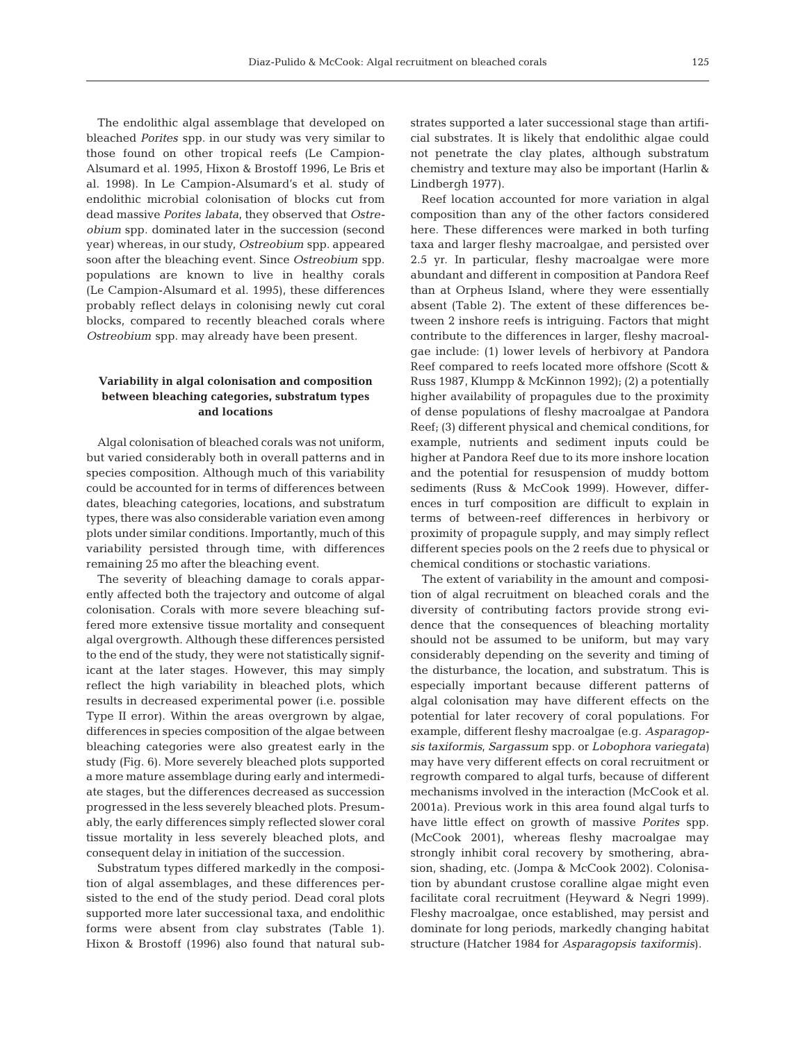The endolithic algal assemblage that developed on bleached *Porites* spp. in our study was very similar to those found on other tropical reefs (Le Campion-Alsumard et al. 1995, Hixon & Brostoff 1996, Le Bris et al. 1998). In Le Campion-Alsumard's et al. study of endolithic microbial colonisation of blocks cut from dead massive *Porites labata*, they observed that *Ostreobium* spp. dominated later in the succession (second year) whereas, in our study, *Ostreobium* spp. appeared soon after the bleaching event. Since *Ostreobium* spp. populations are known to live in healthy corals (Le Campion-Alsumard et al. 1995), these differences probably reflect delays in colonising newly cut coral blocks, compared to recently bleached corals where *Ostreobium* spp. may already have been present.

### Variability in algal colonisation and composition between bleaching categories, substratum types and locations

Algal colonisation of bleached corals was not uniform, but varied considerably both in overall patterns and in species composition. Although much of this variability could be accounted for in terms of differences between dates, bleaching categories, locations, and substratum types, there was also considerable variation even among plots under similar conditions. Importantly, much of this variability persisted through time, with differences remaining 25 mo after the bleaching event.

The severity of bleaching damage to corals apparently affected both the trajectory and outcome of algal colonisation. Corals with more severe bleaching suffered more extensive tissue mortality and consequent algal overgrowth. Although these differences persisted to the end of the study, they were not statistically significant at the later stages. However, this may simply reflect the high variability in bleached plots, which results in decreased experimental power (i.e. possible Type II error). Within the areas overgrown by algae, differences in species composition of the algae between bleaching categories were also greatest early in the study (Fig. 6). More severely bleached plots supported a more mature assemblage during early and intermediate stages, but the differences decreased as succession progressed in the less severely bleached plots. Presumably, the early differences simply reflected slower coral tissue mortality in less severely bleached plots, and consequent delay in initiation of the succession.

Substratum types differed markedly in the composition of algal assemblages, and these differences persisted to the end of the study period. Dead coral plots supported more later successional taxa, and endolithic forms were absent from clay substrates (Table 1). Hixon & Brostoff (1996) also found that natural substrates supported a later successional stage than artificial substrates. It is likely that endolithic algae could not penetrate the clay plates, although substratum chemistry and texture may also be important (Harlin & Lindbergh 1977).

Reef location accounted for more variation in algal composition than any of the other factors considered here. These differences were marked in both turfing taxa and larger fleshy macroalgae, and persisted over 2.5 yr. In particular, fleshy macroalgae were more abundant and different in composition at Pandora Reef than at Orpheus Island, where they were essentially absent (Table 2). The extent of these differences between 2 inshore reefs is intriguing. Factors that might contribute to the differences in larger, fleshy macroalgae include: (1) lower levels of herbivory at Pandora Reef compared to reefs located more offshore (Scott & Russ 1987, Klumpp & McKinnon 1992); (2) a potentially higher availability of propagules due to the proximity of dense populations of fleshy macroalgae at Pandora Reef; (3) different physical and chemical conditions, for example, nutrients and sediment inputs could be higher at Pandora Reef due to its more inshore location and the potential for resuspension of muddy bottom sediments (Russ & McCook 1999). However, differences in turf composition are difficult to explain in terms of between-reef differences in herbivory or proximity of propagule supply, and may simply reflect different species pools on the 2 reefs due to physical or chemical conditions or stochastic variations.

The extent of variability in the amount and composition of algal recruitment on bleached corals and the diversity of contributing factors provide strong evidence that the consequences of bleaching mortality should not be assumed to be uniform, but may vary considerably depending on the severity and timing of the disturbance, the location, and substratum. This is especially important because different patterns of algal colonisation may have different effects on the potential for later recovery of coral populations. For example, different fleshy macroalgae (e.g. *Asparagopsis taxiformis*, *Sargassum* spp. or *Lobophora variegata*) may have very different effects on coral recruitment or regrowth compared to algal turfs, because of different mechanisms involved in the interaction (McCook et al. 2001a). Previous work in this area found algal turfs to have little effect on growth of massive *Porites* spp. (McCook 2001), whereas fleshy macroalgae may strongly inhibit coral recovery by smothering, abrasion, shading, etc. (Jompa & McCook 2002). Colonisation by abundant crustose coralline algae might even facilitate coral recruitment (Heyward & Negri 1999). Fleshy macroalgae, once established, may persist and dominate for long periods, markedly changing habitat structure (Hatcher 1984 for *Asparagopsis taxiformis*).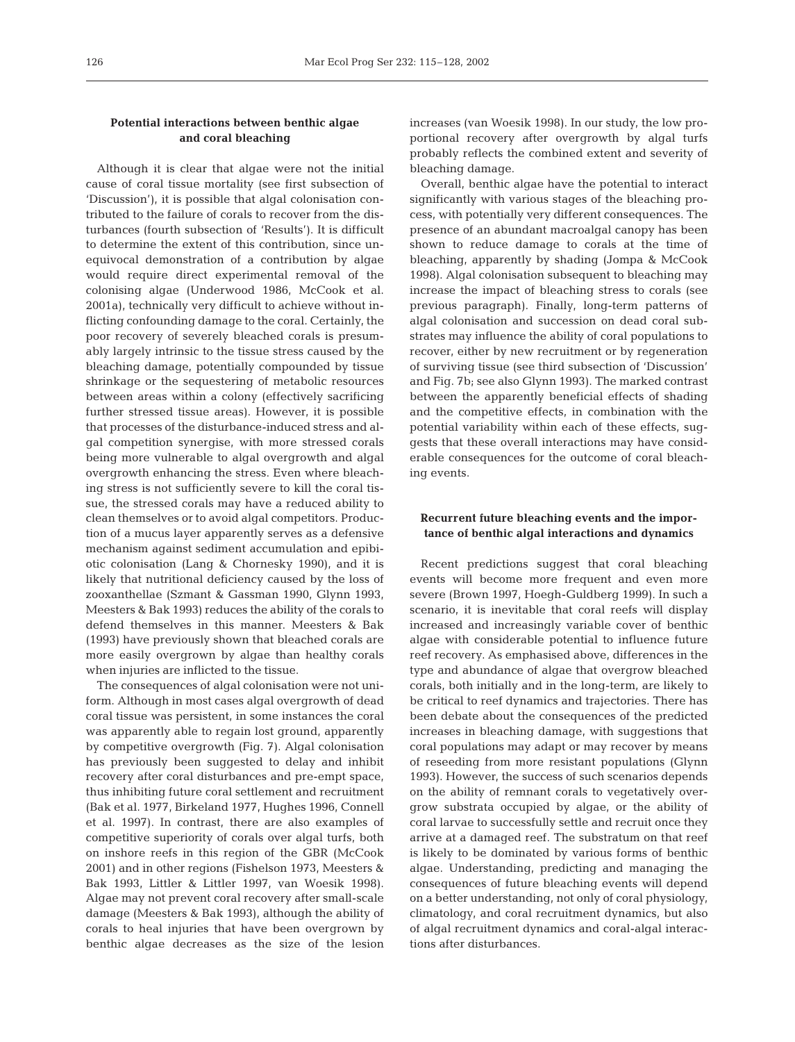### Potential interactions between benthic algae and coral bleaching

Although it is clear that algae were not the initial cause of coral tissue mortality (see first subsection of 'Discussion'), it is possible that algal colonisation contributed to the failure of corals to recover from the disturbances (fourth subsection of 'Results'). It is difficult to determine the extent of this contribution, since unequivocal demonstration of a contribution by algae would require direct experimental removal of the colonising algae (Underwood 1986, McCook et al. 2001a), technically very difficult to achieve without inflicting confounding damage to the coral. Certainly, the poor recovery of severely bleached corals is presumably largely intrinsic to the tissue stress caused by the bleaching damage, potentially compounded by tissue shrinkage or the sequestering of metabolic resources between areas within a colony (effectively sacrificing further stressed tissue areas). However, it is possible that processes of the disturbance-induced stress and algal competition synergise, with more stressed corals being more vulnerable to algal overgrowth and algal overgrowth enhancing the stress. Even where bleaching stress is not sufficiently severe to kill the coral tissue, the stressed corals may have a reduced ability to clean themselves or to avoid algal competitors. Production of a mucus layer apparently serves as a defensive mechanism against sediment accumulation and epibiotic colonisation (Lang & Chornesky 1990), and it is likely that nutritional deficiency caused by the loss of zooxanthellae (Szmant & Gassman 1990, Glynn 1993, Meesters & Bak 1993) reduces the ability of the corals to defend themselves in this manner. Meesters & Bak (1993) have previously shown that bleached corals are more easily overgrown by algae than healthy corals when injuries are inflicted to the tissue.

The consequences of algal colonisation were not uniform. Although in most cases algal overgrowth of dead coral tissue was persistent, in some instances the coral was apparently able to regain lost ground, apparently by competitive overgrowth (Fig. 7). Algal colonisation has previously been suggested to delay and inhibit recovery after coral disturbances and pre-empt space, thus inhibiting future coral settlement and recruitment (Bak et al. 1977, Birkeland 1977, Hughes 1996, Connell et al. 1997). In contrast, there are also examples of competitive superiority of corals over algal turfs, both on inshore reefs in this region of the GBR (McCook 2001) and in other regions (Fishelson 1973, Meesters & Bak 1993, Littler & Littler 1997, van Woesik 1998). Algae may not prevent coral recovery after small-scale damage (Meesters & Bak 1993), although the ability of corals to heal injuries that have been overgrown by benthic algae decreases as the size of the lesion increases (van Woesik 1998). In our study, the low proportional recovery after overgrowth by algal turfs probably reflects the combined extent and severity of bleaching damage.

Overall, benthic algae have the potential to interact significantly with various stages of the bleaching process, with potentially very different consequences. The presence of an abundant macroalgal canopy has been shown to reduce damage to corals at the time of bleaching, apparently by shading (Jompa & McCook 1998). Algal colonisation subsequent to bleaching may increase the impact of bleaching stress to corals (see previous paragraph). Finally, long-term patterns of algal colonisation and succession on dead coral substrates may influence the ability of coral populations to recover, either by new recruitment or by regeneration of surviving tissue (see third subsection of 'Discussion' and Fig. 7b; see also Glynn 1993). The marked contrast between the apparently beneficial effects of shading and the competitive effects, in combination with the potential variability within each of these effects, suggests that these overall interactions may have considerable consequences for the outcome of coral bleaching events.

### Recurrent future bleaching events and the importance of benthic algal interactions and dynamics

Recent predictions suggest that coral bleaching events will become more frequent and even more severe (Brown 1997, Hoegh-Guldberg 1999). In such a scenario, it is inevitable that coral reefs will display increased and increasingly variable cover of benthic algae with considerable potential to influence future reef recovery. As emphasised above, differences in the type and abundance of algae that overgrow bleached corals, both initially and in the long-term, are likely to be critical to reef dynamics and trajectories. There has been debate about the consequences of the predicted increases in bleaching damage, with suggestions that coral populations may adapt or may recover by means of reseeding from more resistant populations (Glynn 1993). However, the success of such scenarios depends on the ability of remnant corals to vegetatively overgrow substrata occupied by algae, or the ability of coral larvae to successfully settle and recruit once they arrive at a damaged reef. The substratum on that reef is likely to be dominated by various forms of benthic algae. Understanding, predicting and managing the consequences of future bleaching events will depend on a better understanding, not only of coral physiology, climatology, and coral recruitment dynamics, but also of algal recruitment dynamics and coral-algal interactions after disturbances.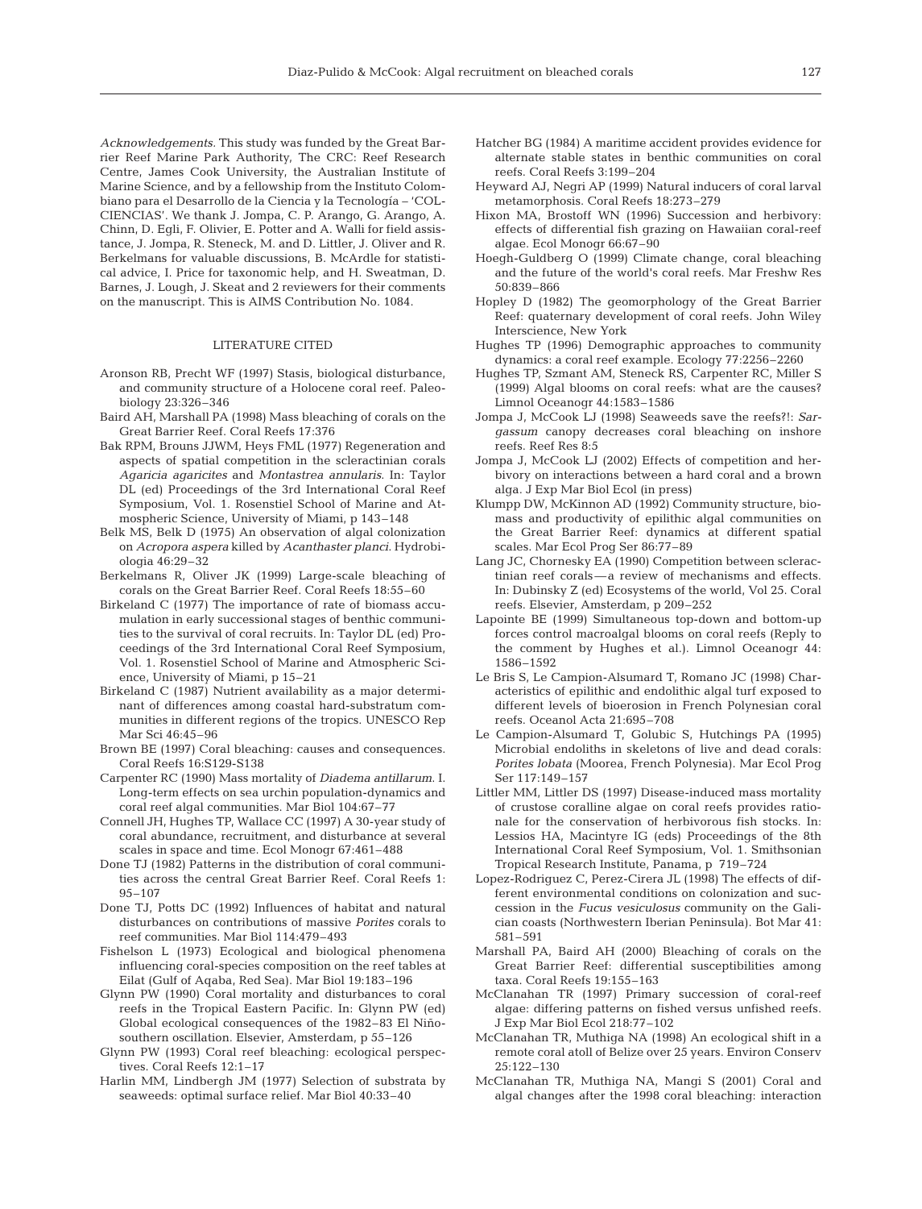*Acknowledgements*. This study was funded by the Great Barrier Reef Marine Park Authority, The CRC: Reef Research Centre, James Cook University, the Australian Institute of Marine Science, and by a fellowship from the Instituto Colombiano para el Desarrollo de la Ciencia y la Tecnología – 'COLCIENCIAS'. We thank J. Jompa, C. P. Arango, G. Arango, A. Chinn, D. Egli, F. Olivier, E. Potter and A. Walli for field assistance, J. Jompa, R. Steneck, M. and D. Littler, J. Oliver and R. Berkelmans for valuable discussions, B. McArdle for statistical advice, I. Price for taxonomic help, and H. Sweatman, D. Barnes, J. Lough, J. Skeat and 2 reviewers for their comments on the manuscript. This is AIMS Contribution No. 1084.

## LITERATURE CITED

- Aronson RB, Precht WF (1997) Stasis, biological disturbance, and community structure of a Holocene coral reef. Paleobiology 23:326–346
- Baird AH, Marshall PA (1998) Mass bleaching of corals on the Great Barrier Reef. Coral Reefs 17:376
- Bak RPM, Brouns JJWM, Heys FML (1977) Regeneration and aspects of spatial competition in the scleractinian corals *Agaricia agaricites* and *Montastrea annularis*. In: Taylor DL (ed) Proceedings of the 3rd International Coral Reef Symposium, Vol. 1. Rosenstiel School of Marine and Atmospheric Science, University of Miami, p 143–148
- Belk MS, Belk D (1975) An observation of algal colonization on *Acropora aspera* killed by *Acanthaster planci*. Hydrobiologia 46:29–32
- Berkelmans R, Oliver JK (1999) Large-scale bleaching of corals on the Great Barrier Reef. Coral Reefs 18:55–60
- Birkeland C (1977) The importance of rate of biomass accumulation in early successional stages of benthic communities to the survival of coral recruits. In: Taylor DL (ed) Proceedings of the 3rd International Coral Reef Symposium, Vol. 1. Rosenstiel School of Marine and Atmospheric Science, University of Miami, p 15–21
- Birkeland C (1987) Nutrient availability as a major determinant of differences among coastal hard-substratum communities in different regions of the tropics. UNESCO Rep Mar Sci 46:45–96
- Brown BE (1997) Coral bleaching: causes and consequences. Coral Reefs 16:S129-S138
- Carpenter RC (1990) Mass mortality of *Diadema antillarum*. I. Long-term effects on sea urchin population-dynamics and coral reef algal communities. Mar Biol 104:67–77
- Connell JH, Hughes TP, Wallace CC (1997) A 30-year study of coral abundance, recruitment, and disturbance at several scales in space and time. Ecol Monogr 67:461–488
- Done TJ (1982) Patterns in the distribution of coral communities across the central Great Barrier Reef. Coral Reefs 1: 95–107
- Done TJ, Potts DC (1992) Influences of habitat and natural disturbances on contributions of massive *Porites* corals to reef communities. Mar Biol 114:479–493
- Fishelson L (1973) Ecological and biological phenomena influencing coral-species composition on the reef tables at Eilat (Gulf of Aqaba, Red Sea). Mar Biol 19:183–196
- Glynn PW (1990) Coral mortality and disturbances to coral reefs in the Tropical Eastern Pacific. In: Glynn PW (ed) Global ecological consequences of the 1982–83 El Niño-southern oscillation. Elsevier, Amsterdam, p 55–126
- Glynn PW (1993) Coral reef bleaching: ecological perspectives. Coral Reefs 12:1–17
- Harlin MM, Lindbergh JM (1977) Selection of substrata by seaweeds: optimal surface relief. Mar Biol 40:33–40
- Hatcher BG (1984) A maritime accident provides evidence for alternate stable states in benthic communities on coral reefs. Coral Reefs 3:199–204
- Heyward AJ, Negri AP (1999) Natural inducers of coral larval metamorphosis. Coral Reefs 18:273–279
- Hixon MA, Brostoff WN (1996) Succession and herbivory: effects of differential fish grazing on Hawaiian coral-reef algae. Ecol Monogr 66:67–90
- Hoegh-Guldberg O (1999) Climate change, coral bleaching and the future of the world's coral reefs. Mar Freshw Res 50:839–866
- Hopley D (1982) The geomorphology of the Great Barrier Reef: quaternary development of coral reefs. John Wiley Interscience, New York
- Hughes TP (1996) Demographic approaches to community dynamics: a coral reef example. Ecology 77:2256–2260
- Hughes TP, Szmant AM, Steneck RS, Carpenter RC, Miller S (1999) Algal blooms on coral reefs: what are the causes? Limnol Oceanogr 44:1583–1586
- Jompa J, McCook LJ (1998) Seaweeds save the reefs?!: *Sargassum* canopy decreases coral bleaching on inshore reefs. Reef Res 8:5
- Jompa J, McCook LJ (2002) Effects of competition and herbivory on interactions between a hard coral and a brown alga. J Exp Mar Biol Ecol (in press)
- Klumpp DW, McKinnon AD (1992) Community structure, biomass and productivity of epilithic algal communities on the Great Barrier Reef: dynamics at different spatial scales. Mar Ecol Prog Ser 86:77–89
- Lang JC, Chornesky EA (1990) Competition between scleractinian reef corals — a review of mechanisms and effects. In: Dubinsky Z (ed) Ecosystems of the world, Vol 25. Coral reefs. Elsevier, Amsterdam, p 209–252
- Lapointe BE (1999) Simultaneous top-down and bottom-up forces control macroalgal blooms on coral reefs (Reply to the comment by Hughes et al.). Limnol Oceanogr 44: 1586–1592
- Le Bris S, Le Campion-Alsumard T, Romano JC (1998) Characteristics of epilithic and endolithic algal turf exposed to different levels of bioerosion in French Polynesian coral reefs. Oceanol Acta 21:695–708
- Le Campion-Alsumard T, Golubic S, Hutchings PA (1995) Microbial endoliths in skeletons of live and dead corals: *Porites lobata* (Moorea, French Polynesia). Mar Ecol Prog Ser 117:149–157
- Littler MM, Littler DS (1997) Disease-induced mass mortality of crustose coralline algae on coral reefs provides rationale for the conservation of herbivorous fish stocks. In: Lessios HA, Macintyre IG (eds) Proceedings of the 8th International Coral Reef Symposium, Vol. 1. Smithsonian Tropical Research Institute, Panama, p 719–724
- Lopez-Rodriguez C, Perez-Cirera JL (1998) The effects of different environmental conditions on colonization and succession in the *Fucus vesiculosus* community on the Galician coasts (Northwestern Iberian Peninsula). Bot Mar 41: 581–591
- Marshall PA, Baird AH (2000) Bleaching of corals on the Great Barrier Reef: differential susceptibilities among taxa. Coral Reefs 19:155–163
- McClanahan TR (1997) Primary succession of coral-reef algae: differing patterns on fished versus unfished reefs. J Exp Mar Biol Ecol 218:77–102
- McClanahan TR, Muthiga NA (1998) An ecological shift in a remote coral atoll of Belize over 25 years. Environ Conserv 25:122–130
- McClanahan TR, Muthiga NA, Mangi S (2001) Coral and algal changes after the 1998 coral bleaching: interaction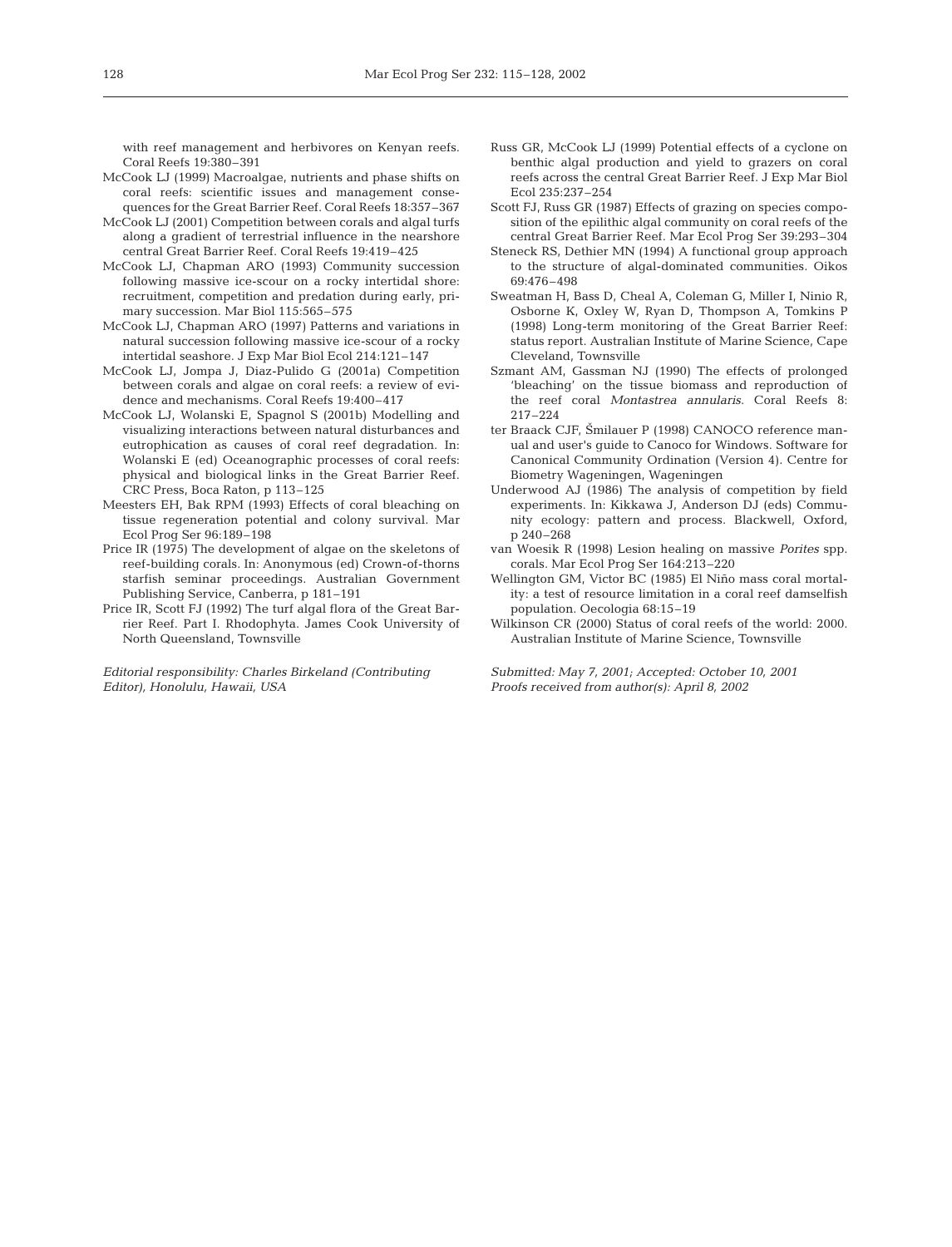with reef management and herbivores on Kenyan reefs. Coral Reefs 19:380–391

McCook LJ (1999) Macroalgae, nutrients and phase shifts on coral reefs: scientific issues and management consequences for the Great Barrier Reef. Coral Reefs 18:357–367

McCook LJ (2001) Competition between corals and algal turfs along a gradient of terrestrial influence in the nearshore central Great Barrier Reef. Coral Reefs 19:419–425

McCook LJ, Chapman ARO (1993) Community succession following massive ice-scour on a rocky intertidal shore: recruitment, competition and predation during early, primary succession. Mar Biol 115:565–575

McCook LJ, Chapman ARO (1997) Patterns and variations in natural succession following massive ice-scour of a rocky intertidal seashore. J Exp Mar Biol Ecol 214:121–147

McCook LJ, Jompa J, Diaz-Pulido G (2001a) Competition between corals and algae on coral reefs: a review of evidence and mechanisms. Coral Reefs 19:400–417

McCook LJ, Wolanski E, Spagnol S (2001b) Modelling and visualizing interactions between natural disturbances and eutrophication as causes of coral reef degradation. In: Wolanski E (ed) Oceanographic processes of coral reefs: physical and biological links in the Great Barrier Reef. CRC Press, Boca Raton, p 113–125

Meesters EH, Bak RPM (1993) Effects of coral bleaching on tissue regeneration potential and colony survival. Mar Ecol Prog Ser 96:189–198

Price IR (1975) The development of algae on the skeletons of reef-building corals. In: Anonymous (ed) Crown-of-thorns starfish seminar proceedings. Australian Government Publishing Service, Canberra, p 181–191

Price IR, Scott FJ (1992) The turf algal flora of the Great Barrier Reef. Part I. Rhodophyta. James Cook University of North Queensland, Townsville

Russ GR, McCook LJ (1999) Potential effects of a cyclone on benthic algal production and yield to grazers on coral reefs across the central Great Barrier Reef. J Exp Mar Biol Ecol 235:237–254

Scott FJ, Russ GR (1987) Effects of grazing on species composition of the epilithic algal community on coral reefs of the central Great Barrier Reef. Mar Ecol Prog Ser 39:293–304

Steneck RS, Dethier MN (1994) A functional group approach to the structure of algal-dominated communities. Oikos 69:476–498

Sweatman H, Bass D, Cheal A, Coleman G, Miller I, Ninio R, Osborne K, Oxley W, Ryan D, Thompson A, Tomkins P (1998) Long-term monitoring of the Great Barrier Reef: status report. Australian Institute of Marine Science, Cape Cleveland, Townsville

Szmant AM, Gassman NJ (1990) The effects of prolonged 'bleaching' on the tissue biomass and reproduction of the reef coral *Montastrea annularis*. Coral Reefs 8: 217–224

ter Braack CJF, Šmilauer P (1998) CANOCO reference manual and user's guide to Canoco for Windows. Software for Canonical Community Ordination (Version 4). Centre for Biometry Wageningen, Wageningen

Underwood AJ (1986) The analysis of competition by field experiments. In: Kikkawa J, Anderson DJ (eds) Community ecology: pattern and process. Blackwell, Oxford, p 240–268

van Woesik R (1998) Lesion healing on massive *Porites* spp. corals. Mar Ecol Prog Ser 164:213–220

Wellington GM, Victor BC (1985) El Niño mass coral mortality: a test of resource limitation in a coral reef damselfish population. Oecologia 68:15–19

Wilkinson CR (2000) Status of coral reefs of the world: 2000. Australian Institute of Marine Science, Townsville

*Editorial responsibility: Charles Birkeland (Contributing Editor), Honolulu, Hawaii, USA*

*Submitted: May 7, 2001; Accepted: October 10, 2001*
*Proofs received from author(s): April 8, 2002*